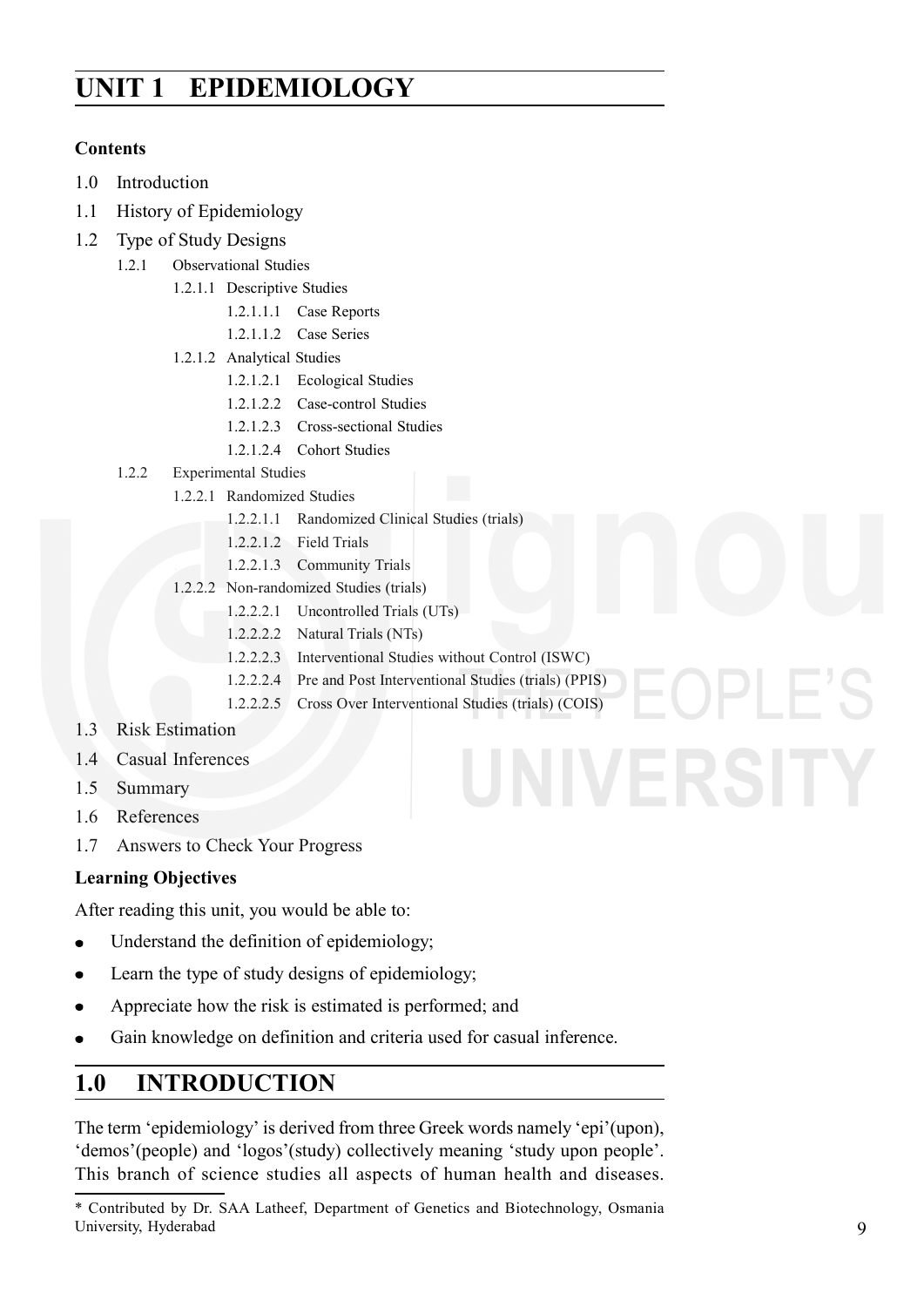# UNIT 1 EPIDEMIOLOGY

**Contents**

1.0 Introduction

1.1 History of Epidemiology

1.2 Type of Study Designs

- 1.2.1 Observational Studies
  - 1.2.1.1 Descriptive Studies
    - 1.2.1.1.1 Case Reports
    - 1.2.1.1.2 Case Series
  - 1.2.1.2 Analytical Studies
    - 1.2.1.2.1 Ecological Studies
    - 1.2.1.2.2 Case-control Studies
    - 1.2.1.2.3 Cross-sectional Studies
    - 1.2.1.2.4 Cohort Studies
- 1.2.2 Experimental Studies
  - 1.2.2.1 Randomized Studies
    - 1.2.2.1.1 Randomized Clinical Studies (trials)
    - 1.2.2.1.2 Field Trials
    - 1.2.2.1.3 Community Trials
  - 1.2.2.2 Non-randomized Studies (trials)
    - 1.2.2.2.1 Uncontrolled Trials (UTs)
    - 1.2.2.2.2 Natural Trials (NTs)
    - 1.2.2.2.3 Interventional Studies without Control (ISWC)
    - 1.2.2.2.4 Pre and Post Interventional Studies (trials) (PPIS)
    - 1.2.2.2.5 Cross Over Interventional Studies (trials) (COIS)

1.3 Risk Estimation

1.4 Casual Inferences

1.5 Summary

1.6 References

1.7 Answers to Check Your Progress

**Learning Objectives**

After reading this unit, you would be able to:

- Understand the definition of epidemiology;
- Learn the type of study designs of epidemiology;
- Appreciate how the risk is estimated is performed; and
- Gain knowledge on definition and criteria used for casual inference.

## 1.0 INTRODUCTION

The term 'epidemiology' is derived from three Greek words namely 'epi'(upon), 'demos'(people) and 'logos'(study) collectively meaning 'study upon people'. This branch of science studies all aspects of human health and diseases.

\* Contributed by Dr. SAA Latheef, Department of Genetics and Biotechnology, Osmania University, Hyderabad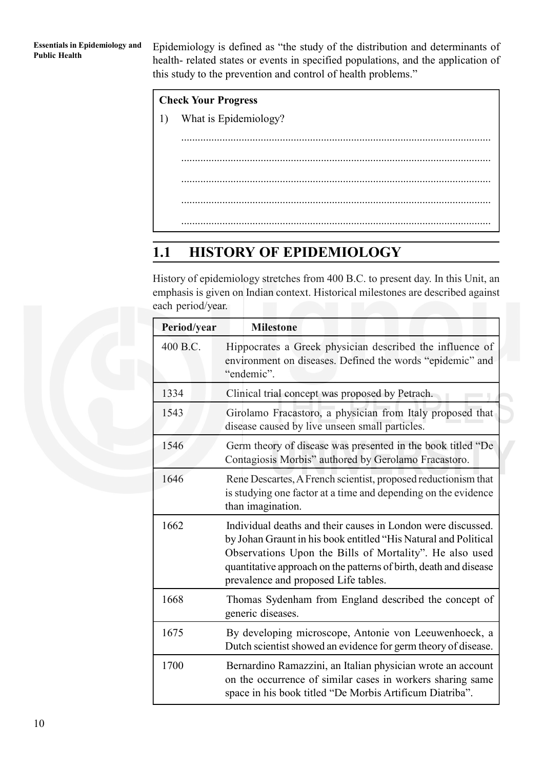Epidemiology is defined as "the study of the distribution and determinants of health- related states or events in specified populations, and the application of this study to the prevention and control of health problems."

**Check Your Progress**

1) What is Epidemiology?

.................................................................................................................

.................................................................................................................

.................................................................................................................

.................................................................................................................

.................................................................................................................

## 1.1 HISTORY OF EPIDEMIOLOGY

History of epidemiology stretches from 400 B.C. to present day. In this Unit, an emphasis is given on Indian context. Historical milestones are described against each period/year.

| Period/year | Milestone |
|---|---|
| 400 B.C. | Hippocrates a Greek physician described the influence of environment on diseases. Defined the words "epidemic" and "endemic". |
| 1334 | Clinical trial concept was proposed by Petrach. |
| 1543 | Girolamo Fracastoro, a physician from Italy proposed that disease caused by live unseen small particles. |
| 1546 | Germ theory of disease was presented in the book titled "De Contagiosis Morbis" authored by Gerolamo Fracastoro. |
| 1646 | Rene Descartes, A French scientist, proposed reductionism that is studying one factor at a time and depending on the evidence than imagination. |
| 1662 | Individual deaths and their causes in London were discussed. by Johan Graunt in his book entitled "His Natural and Political Observations Upon the Bills of Mortality". He also used quantitative approach on the patterns of birth, death and disease prevalence and proposed Life tables. |
| 1668 | Thomas Sydenham from England described the concept of generic diseases. |
| 1675 | By developing microscope, Antonie von Leeuwenhoeck, a Dutch scientist showed an evidence for germ theory of disease. |
| 1700 | Bernardino Ramazzini, an Italian physician wrote an account on the occurrence of similar cases in workers sharing same space in his book titled "De Morbis Artificum Diatriba". |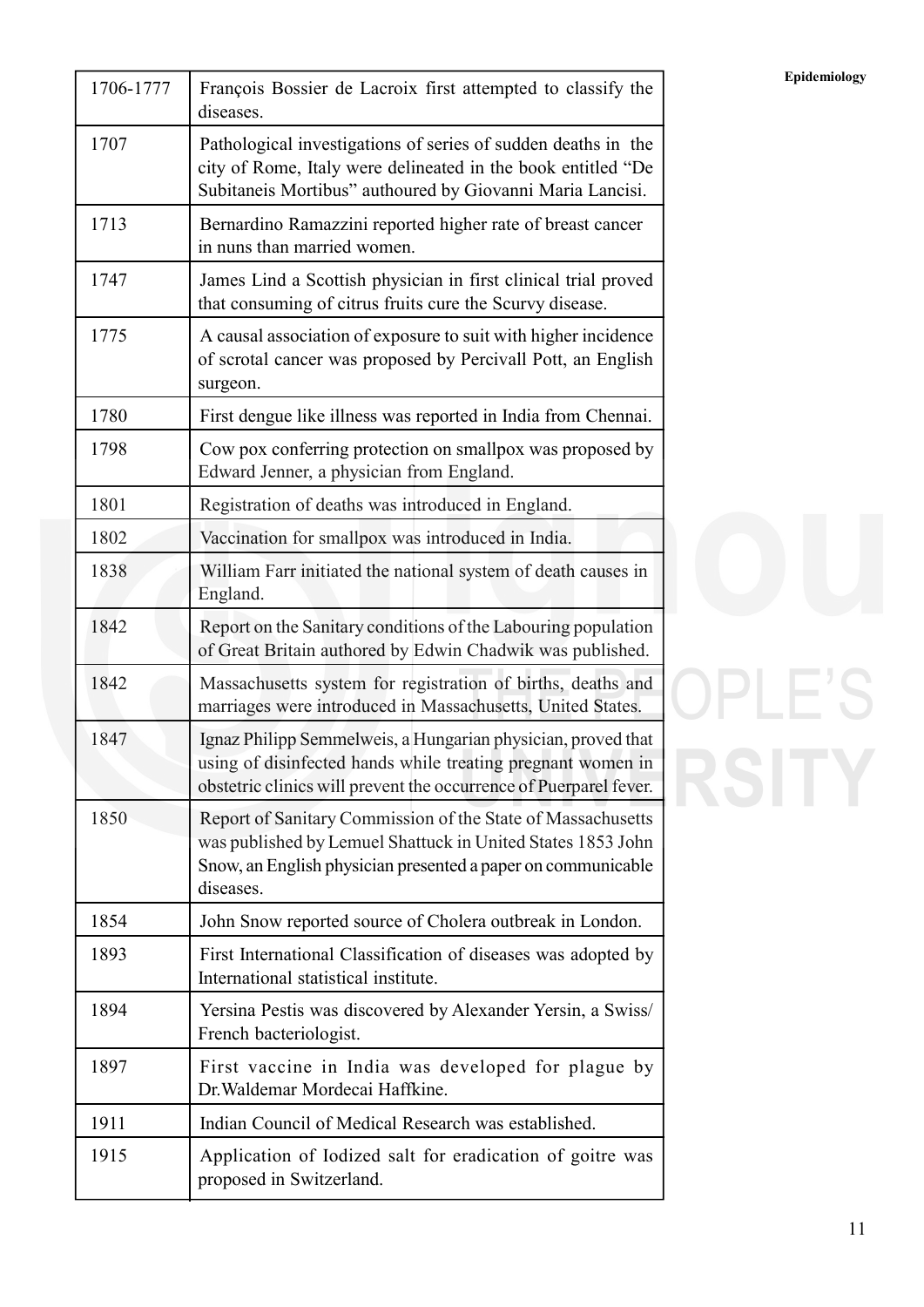| 1706-1777 | François Bossier de Lacroix first attempted to classify the diseases. |
|---|---|
| 1707 | Pathological investigations of series of sudden deaths in the city of Rome, Italy were delineated in the book entitled "De Subitaneis Mortibus" authoured by Giovanni Maria Lancisi. |
| 1713 | Bernardino Ramazzini reported higher rate of breast cancer in nuns than married women. |
| 1747 | James Lind a Scottish physician in first clinical trial proved that consuming of citrus fruits cure the Scurvy disease. |
| 1775 | A causal association of exposure to suit with higher incidence of scrotal cancer was proposed by Percivall Pott, an English surgeon. |
| 1780 | First dengue like illness was reported in India from Chennai. |
| 1798 | Cow pox conferring protection on smallpox was proposed by Edward Jenner, a physician from England. |
| 1801 | Registration of deaths was introduced in England. |
| 1802 | Vaccination for smallpox was introduced in India. |
| 1838 | William Farr initiated the national system of death causes in England. |
| 1842 | Report on the Sanitary conditions of the Labouring population of Great Britain authored by Edwin Chadwik was published. |
| 1842 | Massachusetts system for registration of births, deaths and marriages were introduced in Massachusetts, United States. |
| 1847 | Ignaz Philipp Semmelweis, a Hungarian physician, proved that using of disinfected hands while treating pregnant women in obstetric clinics will prevent the occurrence of Puerparel fever. |
| 1850 | Report of Sanitary Commission of the State of Massachusetts was published by Lemuel Shattuck in United States 1853 John Snow, an English physician presented a paper on communicable diseases. |
| 1854 | John Snow reported source of Cholera outbreak in London. |
| 1893 | First International Classification of diseases was adopted by International statistical institute. |
| 1894 | Yersina Pestis was discovered by Alexander Yersin, a Swiss/ French bacteriologist. |
| 1897 | First vaccine in India was developed for plague by Dr.Waldemar Mordecai Haffkine. |
| 1911 | Indian Council of Medical Research was established. |
| 1915 | Application of Iodized salt for eradication of goitre was proposed in Switzerland. |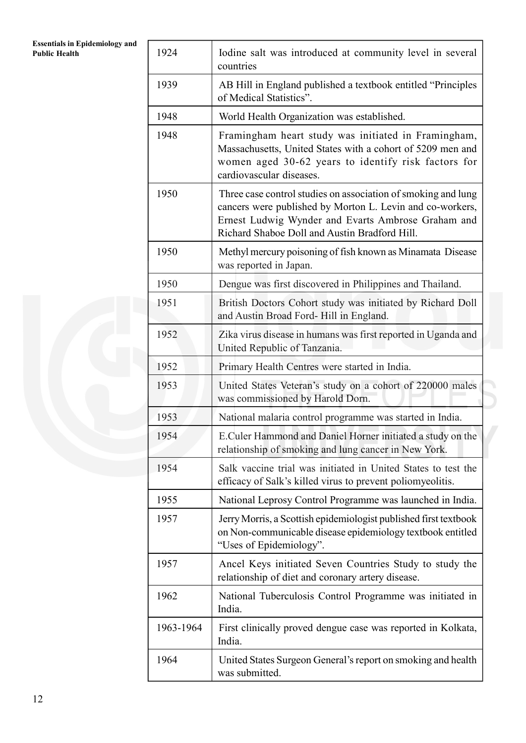| 1924 | Iodine salt was introduced at community level in several countries |
|---|---|
| 1939 | AB Hill in England published a textbook entitled "Principles of Medical Statistics". |
| 1948 | World Health Organization was established. |
| 1948 | Framingham heart study was initiated in Framingham, Massachusetts, United States with a cohort of 5209 men and women aged 30-62 years to identify risk factors for cardiovascular diseases. |
| 1950 | Three case control studies on association of smoking and lung cancers were published by Morton L. Levin and co-workers, Ernest Ludwig Wynder and Evarts Ambrose Graham and Richard Shaboe Doll and Austin Bradford Hill. |
| 1950 | Methyl mercury poisoning of fish known as Minamata Disease was reported in Japan. |
| 1950 | Dengue was first discovered in Philippines and Thailand. |
| 1951 | British Doctors Cohort study was initiated by Richard Doll and Austin Broad Ford- Hill in England. |
| 1952 | Zika virus disease in humans was first reported in Uganda and United Republic of Tanzania. |
| 1952 | Primary Health Centres were started in India. |
| 1953 | United States Veteran's study on a cohort of 220000 males was commissioned by Harold Dorn. |
| 1953 | National malaria control programme was started in India. |
| 1954 | E.Culer Hammond and Daniel Horner initiated a study on the relationship of smoking and lung cancer in New York. |
| 1954 | Salk vaccine trial was initiated in United States to test the efficacy of Salk's killed virus to prevent poliomyeolitis. |
| 1955 | National Leprosy Control Programme was launched in India. |
| 1957 | Jerry Morris, a Scottish epidemiologist published first textbook on Non-communicable disease epidemiology textbook entitled "Uses of Epidemiology". |
| 1957 | Ancel Keys initiated Seven Countries Study to study the relationship of diet and coronary artery disease. |
| 1962 | National Tuberculosis Control Programme was initiated in India. |
| 1963-1964 | First clinically proved dengue case was reported in Kolkata, India. |
| 1964 | United States Surgeon General's report on smoking and health was submitted. |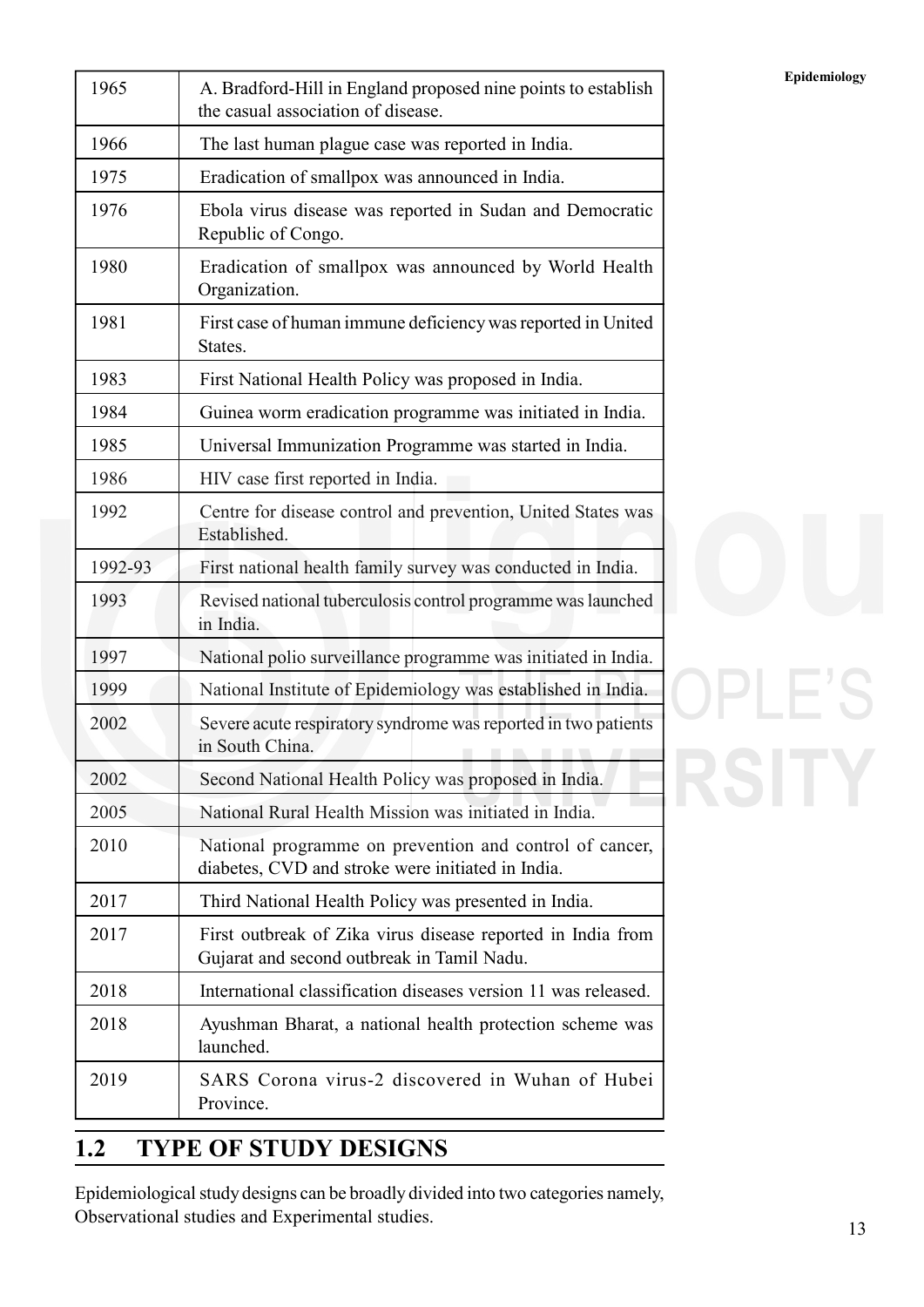| 1965 | A. Bradford-Hill in England proposed nine points to establish the casual association of disease. |
|---|---|
| 1966 | The last human plague case was reported in India. |
| 1975 | Eradication of smallpox was announced in India. |
| 1976 | Ebola virus disease was reported in Sudan and Democratic Republic of Congo. |
| 1980 | Eradication of smallpox was announced by World Health Organization. |
| 1981 | First case of human immune deficiency was reported in United States. |
| 1983 | First National Health Policy was proposed in India. |
| 1984 | Guinea worm eradication programme was initiated in India. |
| 1985 | Universal Immunization Programme was started in India. |
| 1986 | HIV case first reported in India. |
| 1992 | Centre for disease control and prevention, United States was Established. |
| 1992-93 | First national health family survey was conducted in India. |
| 1993 | Revised national tuberculosis control programme was launched in India. |
| 1997 | National polio surveillance programme was initiated in India. |
| 1999 | National Institute of Epidemiology was established in India. |
| 2002 | Severe acute respiratory syndrome was reported in two patients in South China. |
| 2002 | Second National Health Policy was proposed in India. |
| 2005 | National Rural Health Mission was initiated in India. |
| 2010 | National programme on prevention and control of cancer, diabetes, CVD and stroke were initiated in India. |
| 2017 | Third National Health Policy was presented in India. |
| 2017 | First outbreak of Zika virus disease reported in India from Gujarat and second outbreak in Tamil Nadu. |
| 2018 | International classification diseases version 11 was released. |
| 2018 | Ayushman Bharat, a national health protection scheme was launched. |
| 2019 | SARS Corona virus-2 discovered in Wuhan of Hubei Province. |

## 1.2 TYPE OF STUDY DESIGNS

Epidemiological study designs can be broadly divided into two categories namely, Observational studies and Experimental studies.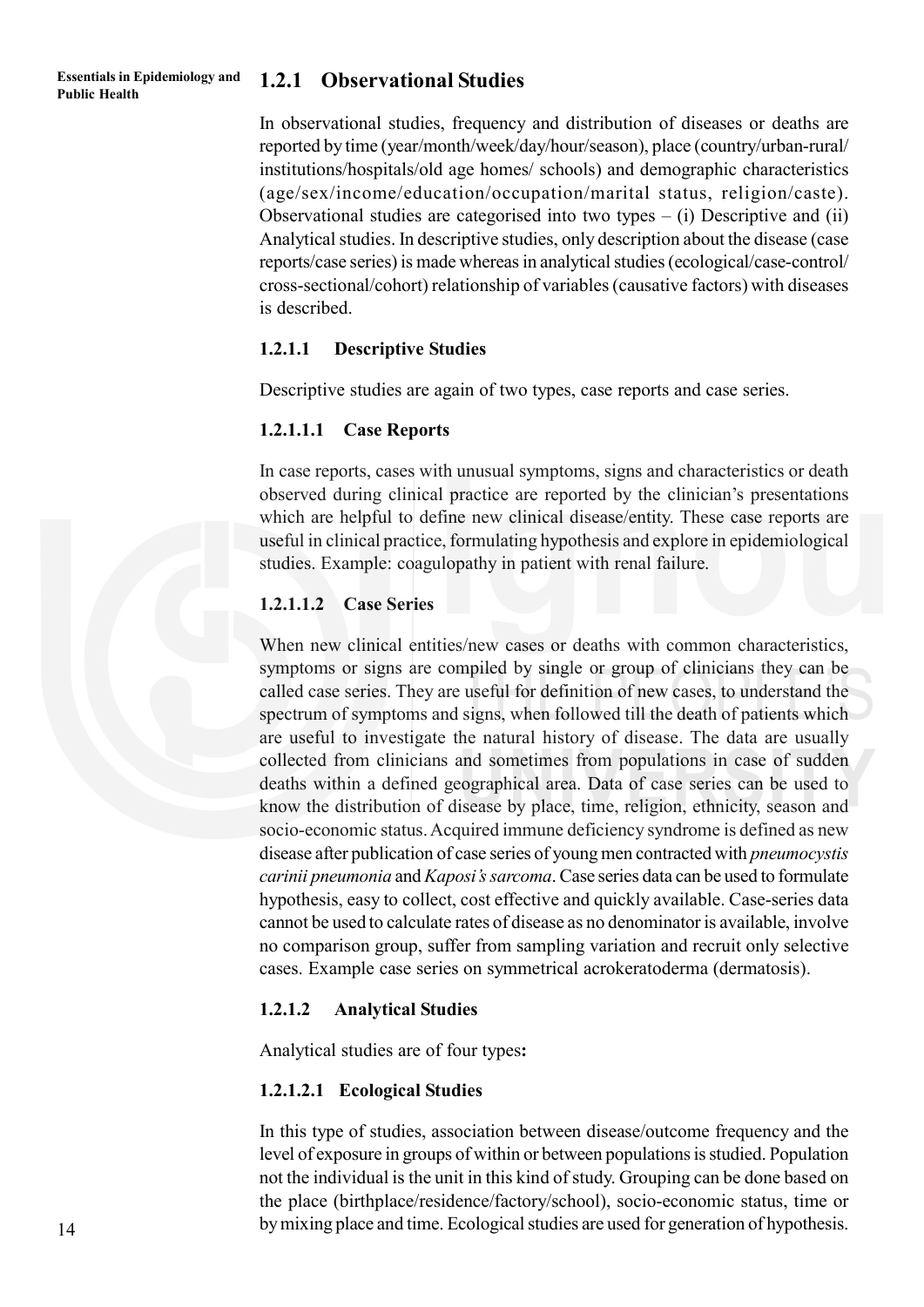## 1.2.1 Observational Studies

In observational studies, frequency and distribution of diseases or deaths are reported by time (year/month/week/day/hour/season), place (country/urban-rural/institutions/hospitals/old age homes/ schools) and demographic characteristics (age/sex/income/education/occupation/marital status, religion/caste). Observational studies are categorised into two types – (i) Descriptive and (ii) Analytical studies. In descriptive studies, only description about the disease (case reports/case series) is made whereas in analytical studies (ecological/case-control/cross-sectional/cohort) relationship of variables (causative factors) with diseases is described.

### 1.2.1.1 Descriptive Studies

Descriptive studies are again of two types, case reports and case series.

#### 1.2.1.1.1 Case Reports

In case reports, cases with unusual symptoms, signs and characteristics or death observed during clinical practice are reported by the clinician's presentations which are helpful to define new clinical disease/entity. These case reports are useful in clinical practice, formulating hypothesis and explore in epidemiological studies. Example: coagulopathy in patient with renal failure.

#### 1.2.1.1.2 Case Series

When new clinical entities/new cases or deaths with common characteristics, symptoms or signs are compiled by single or group of clinicians they can be called case series. They are useful for definition of new cases, to understand the spectrum of symptoms and signs, when followed till the death of patients which are useful to investigate the natural history of disease. The data are usually collected from clinicians and sometimes from populations in case of sudden deaths within a defined geographical area. Data of case series can be used to know the distribution of disease by place, time, religion, ethnicity, season and socio-economic status. Acquired immune deficiency syndrome is defined as new disease after publication of case series of young men contracted with *pneumocystis carinii pneumonia* and *Kaposi's sarcoma*. Case series data can be used to formulate hypothesis, easy to collect, cost effective and quickly available. Case-series data cannot be used to calculate rates of disease as no denominator is available, involve no comparison group, suffer from sampling variation and recruit only selective cases. Example case series on symmetrical acrokeratoderma (dermatosis).

### 1.2.1.2 Analytical Studies

Analytical studies are of four types**:**

#### 1.2.1.2.1 Ecological Studies

In this type of studies, association between disease/outcome frequency and the level of exposure in groups of within or between populations is studied. Population not the individual is the unit in this kind of study. Grouping can be done based on the place (birthplace/residence/factory/school), socio-economic status, time or by mixing place and time. Ecological studies are used for generation of hypothesis.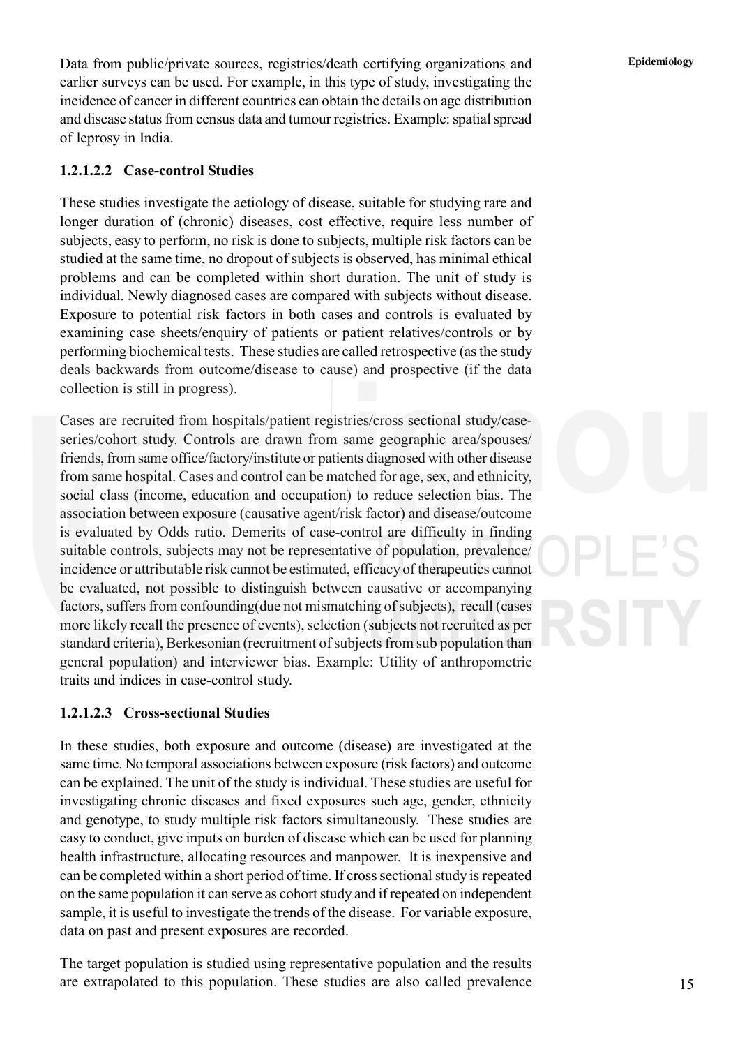Data from public/private sources, registries/death certifying organizations and earlier surveys can be used. For example, in this type of study, investigating the incidence of cancer in different countries can obtain the details on age distribution and disease status from census data and tumour registries. Example: spatial spread of leprosy in India.

### 1.2.1.2.2 Case-control Studies

These studies investigate the aetiology of disease, suitable for studying rare and longer duration of (chronic) diseases, cost effective, require less number of subjects, easy to perform, no risk is done to subjects, multiple risk factors can be studied at the same time, no dropout of subjects is observed, has minimal ethical problems and can be completed within short duration. The unit of study is individual. Newly diagnosed cases are compared with subjects without disease. Exposure to potential risk factors in both cases and controls is evaluated by examining case sheets/enquiry of patients or patient relatives/controls or by performing biochemical tests. These studies are called retrospective (as the study deals backwards from outcome/disease to cause) and prospective (if the data collection is still in progress).

Cases are recruited from hospitals/patient registries/cross sectional study/case-series/cohort study. Controls are drawn from same geographic area/spouses/friends, from same office/factory/institute or patients diagnosed with other disease from same hospital. Cases and control can be matched for age, sex, and ethnicity, social class (income, education and occupation) to reduce selection bias. The association between exposure (causative agent/risk factor) and disease/outcome is evaluated by Odds ratio. Demerits of case-control are difficulty in finding suitable controls, subjects may not be representative of population, prevalence/incidence or attributable risk cannot be estimated, efficacy of therapeutics cannot be evaluated, not possible to distinguish between causative or accompanying factors, suffers from confounding(due not mismatching of subjects), recall (cases more likely recall the presence of events), selection (subjects not recruited as per standard criteria), Berkesonian (recruitment of subjects from sub population than general population) and interviewer bias. Example: Utility of anthropometric traits and indices in case-control study.

### 1.2.1.2.3 Cross-sectional Studies

In these studies, both exposure and outcome (disease) are investigated at the same time. No temporal associations between exposure (risk factors) and outcome can be explained. The unit of the study is individual. These studies are useful for investigating chronic diseases and fixed exposures such age, gender, ethnicity and genotype, to study multiple risk factors simultaneously. These studies are easy to conduct, give inputs on burden of disease which can be used for planning health infrastructure, allocating resources and manpower. It is inexpensive and can be completed within a short period of time. If cross sectional study is repeated on the same population it can serve as cohort study and if repeated on independent sample, it is useful to investigate the trends of the disease. For variable exposure, data on past and present exposures are recorded.

The target population is studied using representative population and the results are extrapolated to this population. These studies are also called prevalence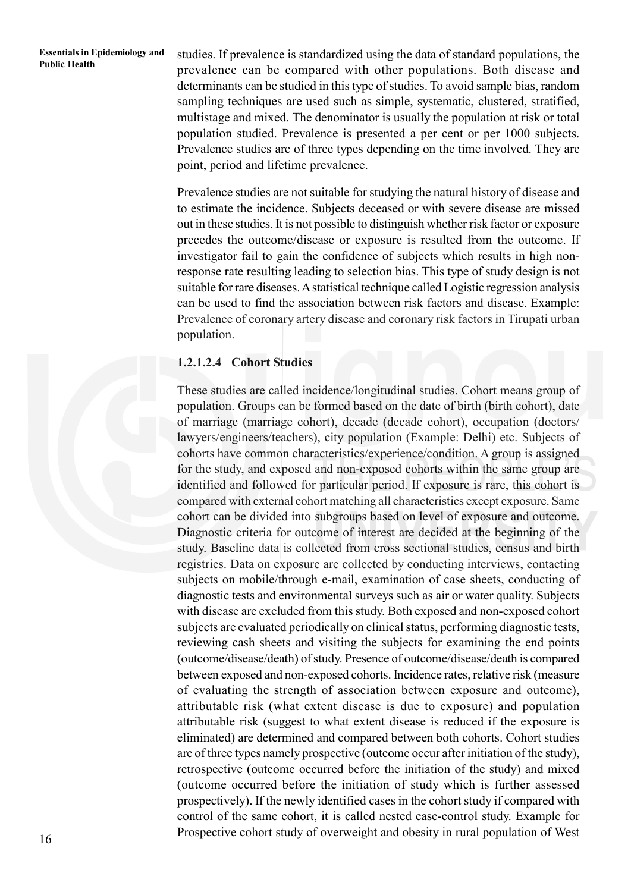studies. If prevalence is standardized using the data of standard populations, the prevalence can be compared with other populations. Both disease and determinants can be studied in this type of studies. To avoid sample bias, random sampling techniques are used such as simple, systematic, clustered, stratified, multistage and mixed. The denominator is usually the population at risk or total population studied. Prevalence is presented a per cent or per 1000 subjects. Prevalence studies are of three types depending on the time involved. They are point, period and lifetime prevalence.

Prevalence studies are not suitable for studying the natural history of disease and to estimate the incidence. Subjects deceased or with severe disease are missed out in these studies. It is not possible to distinguish whether risk factor or exposure precedes the outcome/disease or exposure is resulted from the outcome. If investigator fail to gain the confidence of subjects which results in high non-response rate resulting leading to selection bias. This type of study design is not suitable for rare diseases. A statistical technique called Logistic regression analysis can be used to find the association between risk factors and disease. Example: Prevalence of coronary artery disease and coronary risk factors in Tirupati urban population.

#### 1.2.1.2.4 Cohort Studies

These studies are called incidence/longitudinal studies. Cohort means group of population. Groups can be formed based on the date of birth (birth cohort), date of marriage (marriage cohort), decade (decade cohort), occupation (doctors/ lawyers/engineers/teachers), city population (Example: Delhi) etc. Subjects of cohorts have common characteristics/experience/condition. A group is assigned for the study, and exposed and non-exposed cohorts within the same group are identified and followed for particular period. If exposure is rare, this cohort is compared with external cohort matching all characteristics except exposure. Same cohort can be divided into subgroups based on level of exposure and outcome. Diagnostic criteria for outcome of interest are decided at the beginning of the study. Baseline data is collected from cross sectional studies, census and birth registries. Data on exposure are collected by conducting interviews, contacting subjects on mobile/through e-mail, examination of case sheets, conducting of diagnostic tests and environmental surveys such as air or water quality. Subjects with disease are excluded from this study. Both exposed and non-exposed cohort subjects are evaluated periodically on clinical status, performing diagnostic tests, reviewing cash sheets and visiting the subjects for examining the end points (outcome/disease/death) of study. Presence of outcome/disease/death is compared between exposed and non-exposed cohorts. Incidence rates, relative risk (measure of evaluating the strength of association between exposure and outcome), attributable risk (what extent disease is due to exposure) and population attributable risk (suggest to what extent disease is reduced if the exposure is eliminated) are determined and compared between both cohorts. Cohort studies are of three types namely prospective (outcome occur after initiation of the study), retrospective (outcome occurred before the initiation of the study) and mixed (outcome occurred before the initiation of study which is further assessed prospectively). If the newly identified cases in the cohort study if compared with control of the same cohort, it is called nested case-control study. Example for Prospective cohort study of overweight and obesity in rural population of West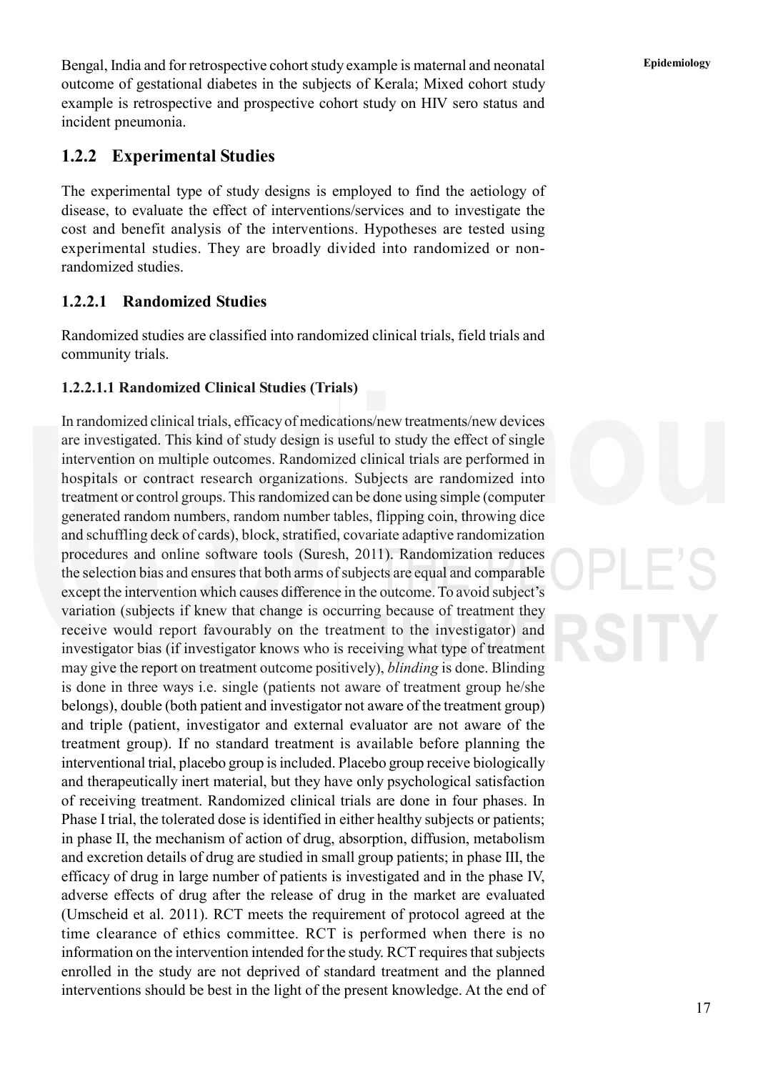Bengal, India and for retrospective cohort study example is maternal and neonatal outcome of gestational diabetes in the subjects of Kerala; Mixed cohort study example is retrospective and prospective cohort study on HIV sero status and incident pneumonia.

### 1.2.2 Experimental Studies

The experimental type of study designs is employed to find the aetiology of disease, to evaluate the effect of interventions/services and to investigate the cost and benefit analysis of the interventions. Hypotheses are tested using experimental studies. They are broadly divided into randomized or non-randomized studies.

#### 1.2.2.1 Randomized Studies

Randomized studies are classified into randomized clinical trials, field trials and community trials.

**1.2.2.1.1 Randomized Clinical Studies (Trials)**

In randomized clinical trials, efficacy of medications/new treatments/new devices are investigated. This kind of study design is useful to study the effect of single intervention on multiple outcomes. Randomized clinical trials are performed in hospitals or contract research organizations. Subjects are randomized into treatment or control groups. This randomized can be done using simple (computer generated random numbers, random number tables, flipping coin, throwing dice and schuffling deck of cards), block, stratified, covariate adaptive randomization procedures and online software tools (Suresh, 2011). Randomization reduces the selection bias and ensures that both arms of subjects are equal and comparable except the intervention which causes difference in the outcome. To avoid subject's variation (subjects if knew that change is occurring because of treatment they receive would report favourably on the treatment to the investigator) and investigator bias (if investigator knows who is receiving what type of treatment may give the report on treatment outcome positively), *blinding* is done. Blinding is done in three ways i.e. single (patients not aware of treatment group he/she belongs), double (both patient and investigator not aware of the treatment group) and triple (patient, investigator and external evaluator are not aware of the treatment group). If no standard treatment is available before planning the interventional trial, placebo group is included. Placebo group receive biologically and therapeutically inert material, but they have only psychological satisfaction of receiving treatment. Randomized clinical trials are done in four phases. In Phase I trial, the tolerated dose is identified in either healthy subjects or patients; in phase II, the mechanism of action of drug, absorption, diffusion, metabolism and excretion details of drug are studied in small group patients; in phase III, the efficacy of drug in large number of patients is investigated and in the phase IV, adverse effects of drug after the release of drug in the market are evaluated (Umscheid et al. 2011). RCT meets the requirement of protocol agreed at the time clearance of ethics committee. RCT is performed when there is no information on the intervention intended for the study. RCT requires that subjects enrolled in the study are not deprived of standard treatment and the planned interventions should be best in the light of the present knowledge. At the end of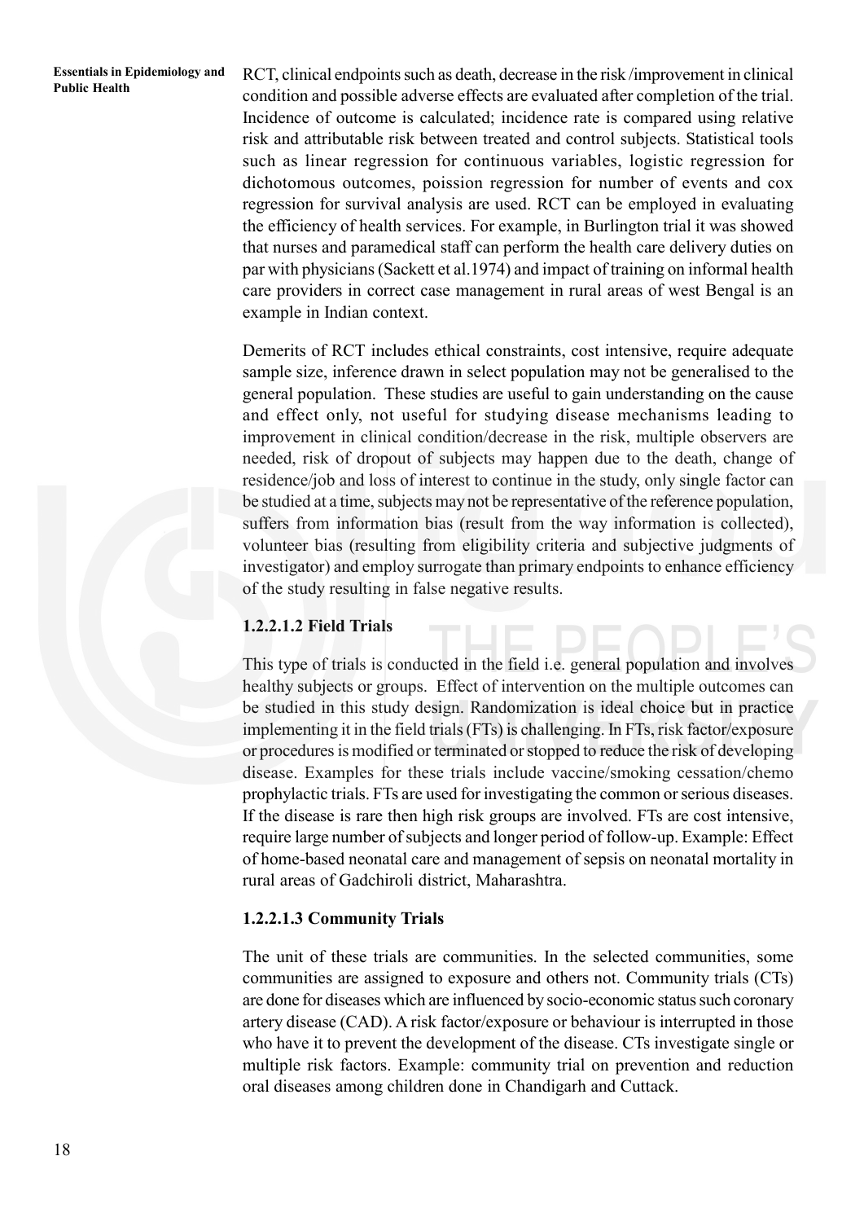RCT, clinical endpoints such as death, decrease in the risk /improvement in clinical condition and possible adverse effects are evaluated after completion of the trial. Incidence of outcome is calculated; incidence rate is compared using relative risk and attributable risk between treated and control subjects. Statistical tools such as linear regression for continuous variables, logistic regression for dichotomous outcomes, poission regression for number of events and cox regression for survival analysis are used. RCT can be employed in evaluating the efficiency of health services. For example, in Burlington trial it was showed that nurses and paramedical staff can perform the health care delivery duties on par with physicians (Sackett et al.1974) and impact of training on informal health care providers in correct case management in rural areas of west Bengal is an example in Indian context.

Demerits of RCT includes ethical constraints, cost intensive, require adequate sample size, inference drawn in select population may not be generalised to the general population. These studies are useful to gain understanding on the cause and effect only, not useful for studying disease mechanisms leading to improvement in clinical condition/decrease in the risk, multiple observers are needed, risk of dropout of subjects may happen due to the death, change of residence/job and loss of interest to continue in the study, only single factor can be studied at a time, subjects may not be representative of the reference population, suffers from information bias (result from the way information is collected), volunteer bias (resulting from eligibility criteria and subjective judgments of investigator) and employ surrogate than primary endpoints to enhance efficiency of the study resulting in false negative results.

### 1.2.2.1.2 Field Trials

This type of trials is conducted in the field i.e. general population and involves healthy subjects or groups. Effect of intervention on the multiple outcomes can be studied in this study design. Randomization is ideal choice but in practice implementing it in the field trials (FTs) is challenging. In FTs, risk factor/exposure or procedures is modified or terminated or stopped to reduce the risk of developing disease. Examples for these trials include vaccine/smoking cessation/chemo prophylactic trials. FTs are used for investigating the common or serious diseases. If the disease is rare then high risk groups are involved. FTs are cost intensive, require large number of subjects and longer period of follow-up. Example: Effect of home-based neonatal care and management of sepsis on neonatal mortality in rural areas of Gadchiroli district, Maharashtra.

### 1.2.2.1.3 Community Trials

The unit of these trials are communities. In the selected communities, some communities are assigned to exposure and others not. Community trials (CTs) are done for diseases which are influenced by socio-economic status such coronary artery disease (CAD). A risk factor/exposure or behaviour is interrupted in those who have it to prevent the development of the disease. CTs investigate single or multiple risk factors. Example: community trial on prevention and reduction oral diseases among children done in Chandigarh and Cuttack.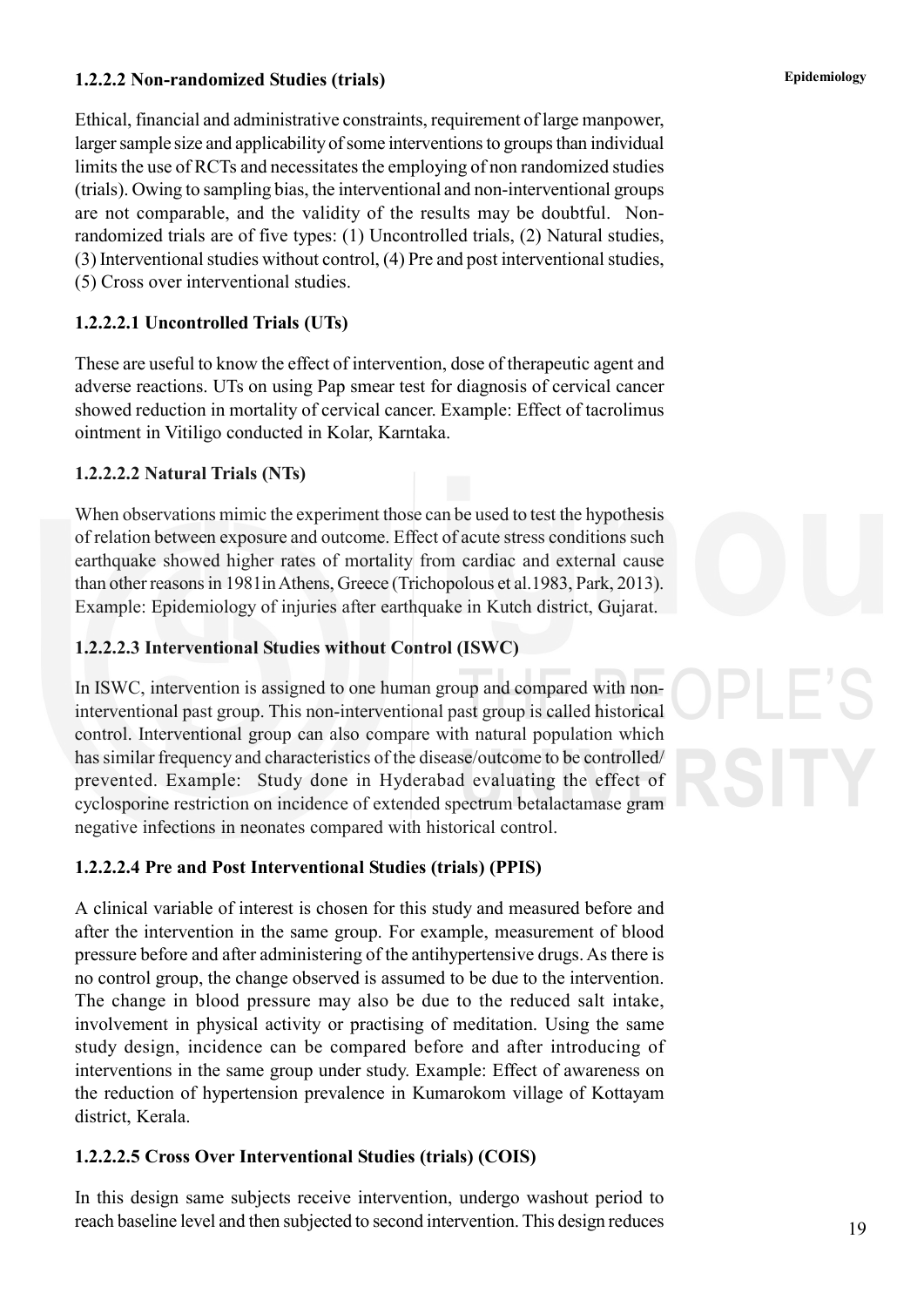### 1.2.2.2 Non-randomized Studies (trials)

Ethical, financial and administrative constraints, requirement of large manpower, larger sample size and applicability of some interventions to groups than individual limits the use of RCTs and necessitates the employing of non randomized studies (trials). Owing to sampling bias, the interventional and non-interventional groups are not comparable, and the validity of the results may be doubtful. Non-randomized trials are of five types: (1) Uncontrolled trials, (2) Natural studies, (3) Interventional studies without control, (4) Pre and post interventional studies, (5) Cross over interventional studies.

#### 1.2.2.2.1 Uncontrolled Trials (UTs)

These are useful to know the effect of intervention, dose of therapeutic agent and adverse reactions. UTs on using Pap smear test for diagnosis of cervical cancer showed reduction in mortality of cervical cancer. Example: Effect of tacrolimus ointment in Vitiligo conducted in Kolar, Karntaka.

#### 1.2.2.2.2 Natural Trials (NTs)

When observations mimic the experiment those can be used to test the hypothesis of relation between exposure and outcome. Effect of acute stress conditions such earthquake showed higher rates of mortality from cardiac and external cause than other reasons in 1981in Athens, Greece (Trichopolous et al.1983, Park, 2013). Example: Epidemiology of injuries after earthquake in Kutch district, Gujarat.

#### 1.2.2.2.3 Interventional Studies without Control (ISWC)

In ISWC, intervention is assigned to one human group and compared with non-interventional past group. This non-interventional past group is called historical control. Interventional group can also compare with natural population which has similar frequency and characteristics of the disease/outcome to be controlled/ prevented. Example: Study done in Hyderabad evaluating the effect of cyclosporine restriction on incidence of extended spectrum betalactamase gram negative infections in neonates compared with historical control.

#### 1.2.2.2.4 Pre and Post Interventional Studies (trials) (PPIS)

A clinical variable of interest is chosen for this study and measured before and after the intervention in the same group. For example, measurement of blood pressure before and after administering of the antihypertensive drugs. As there is no control group, the change observed is assumed to be due to the intervention. The change in blood pressure may also be due to the reduced salt intake, involvement in physical activity or practising of meditation. Using the same study design, incidence can be compared before and after introducing of interventions in the same group under study. Example: Effect of awareness on the reduction of hypertension prevalence in Kumarokom village of Kottayam district, Kerala.

#### 1.2.2.2.5 Cross Over Interventional Studies (trials) (COIS)

In this design same subjects receive intervention, undergo washout period to reach baseline level and then subjected to second intervention. This design reduces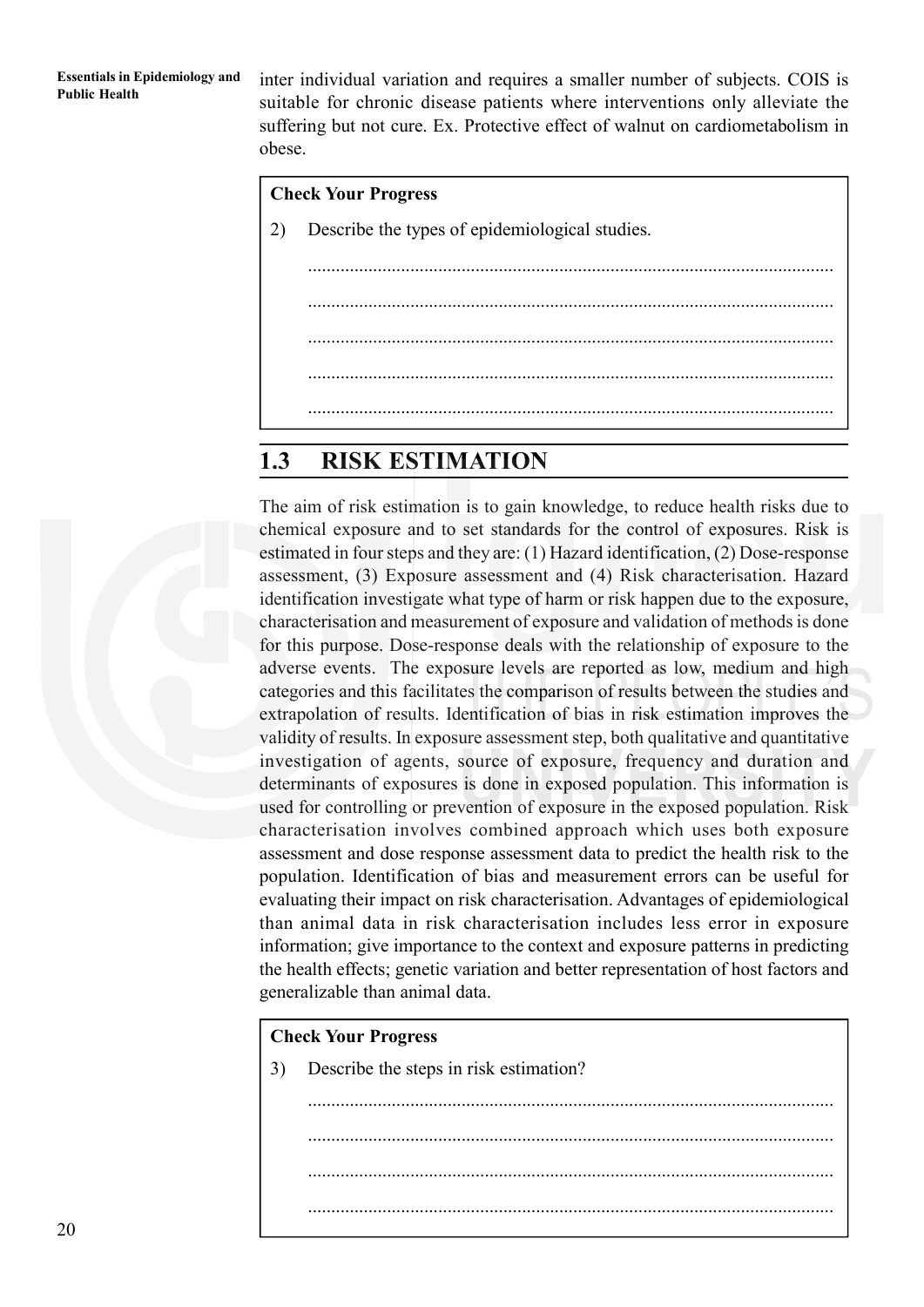inter individual variation and requires a smaller number of subjects. COIS is suitable for chronic disease patients where interventions only alleviate the suffering but not cure. Ex. Protective effect of walnut on cardiometabolism in obese.

> **Check Your Progress**
>
> 2) Describe the types of epidemiological studies.
>
> ................................................................................................................
>
> ................................................................................................................
>
> ................................................................................................................
>
> ................................................................................................................
>
> ................................................................................................................

## 1.3 RISK ESTIMATION

The aim of risk estimation is to gain knowledge, to reduce health risks due to chemical exposure and to set standards for the control of exposures. Risk is estimated in four steps and they are: (1) Hazard identification, (2) Dose-response assessment, (3) Exposure assessment and (4) Risk characterisation. Hazard identification investigate what type of harm or risk happen due to the exposure, characterisation and measurement of exposure and validation of methods is done for this purpose. Dose-response deals with the relationship of exposure to the adverse events. The exposure levels are reported as low, medium and high categories and this facilitates the comparison of results between the studies and extrapolation of results. Identification of bias in risk estimation improves the validity of results. In exposure assessment step, both qualitative and quantitative investigation of agents, source of exposure, frequency and duration and determinants of exposures is done in exposed population. This information is used for controlling or prevention of exposure in the exposed population. Risk characterisation involves combined approach which uses both exposure assessment and dose response assessment data to predict the health risk to the population. Identification of bias and measurement errors can be useful for evaluating their impact on risk characterisation. Advantages of epidemiological than animal data in risk characterisation includes less error in exposure information; give importance to the context and exposure patterns in predicting the health effects; genetic variation and better representation of host factors and generalizable than animal data.

> **Check Your Progress**
>
> 3) Describe the steps in risk estimation?
>
> ................................................................................................................
>
> ................................................................................................................
>
> ................................................................................................................
>
> ................................................................................................................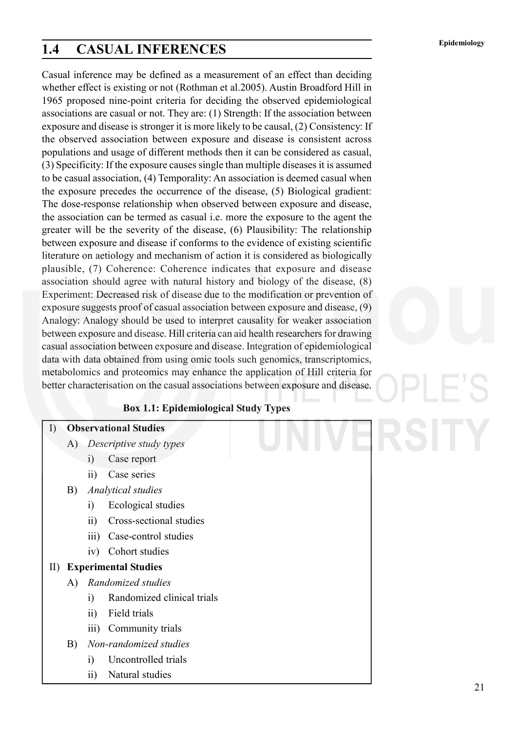## 1.4 CASUAL INFERENCES

Casual inference may be defined as a measurement of an effect than deciding whether effect is existing or not (Rothman et al.2005). Austin Broadford Hill in 1965 proposed nine-point criteria for deciding the observed epidemiological associations are casual or not. They are: (1) Strength: If the association between exposure and disease is stronger it is more likely to be causal, (2) Consistency: If the observed association between exposure and disease is consistent across populations and usage of different methods then it can be considered as casual, (3) Specificity: If the exposure causes single than multiple diseases it is assumed to be casual association, (4) Temporality: An association is deemed casual when the exposure precedes the occurrence of the disease, (5) Biological gradient: The dose-response relationship when observed between exposure and disease, the association can be termed as casual i.e. more the exposure to the agent the greater will be the severity of the disease, (6) Plausibility: The relationship between exposure and disease if conforms to the evidence of existing scientific literature on aetiology and mechanism of action it is considered as biologically plausible, (7) Coherence: Coherence indicates that exposure and disease association should agree with natural history and biology of the disease, (8) Experiment: Decreased risk of disease due to the modification or prevention of exposure suggests proof of casual association between exposure and disease, (9) Analogy: Analogy should be used to interpret causality for weaker association between exposure and disease. Hill criteria can aid health researchers for drawing casual association between exposure and disease. Integration of epidemiological data with data obtained from using omic tools such genomics, transcriptomics, metabolomics and proteomics may enhance the application of Hill criteria for better characterisation on the casual associations between exposure and disease.

**Box 1.1: Epidemiological Study Types**

I) **Observational Studies**
   - A) *Descriptive study types*
     - i) Case report
     - ii) Case series
   - B) *Analytical studies*
     - i) Ecological studies
     - ii) Cross-sectional studies
     - iii) Case-control studies
     - iv) Cohort studies

II) **Experimental Studies**
   - A) *Randomized studies*
     - i) Randomized clinical trials
     - ii) Field trials
     - iii) Community trials
   - B) *Non-randomized studies*
     - i) Uncontrolled trials
     - ii) Natural studies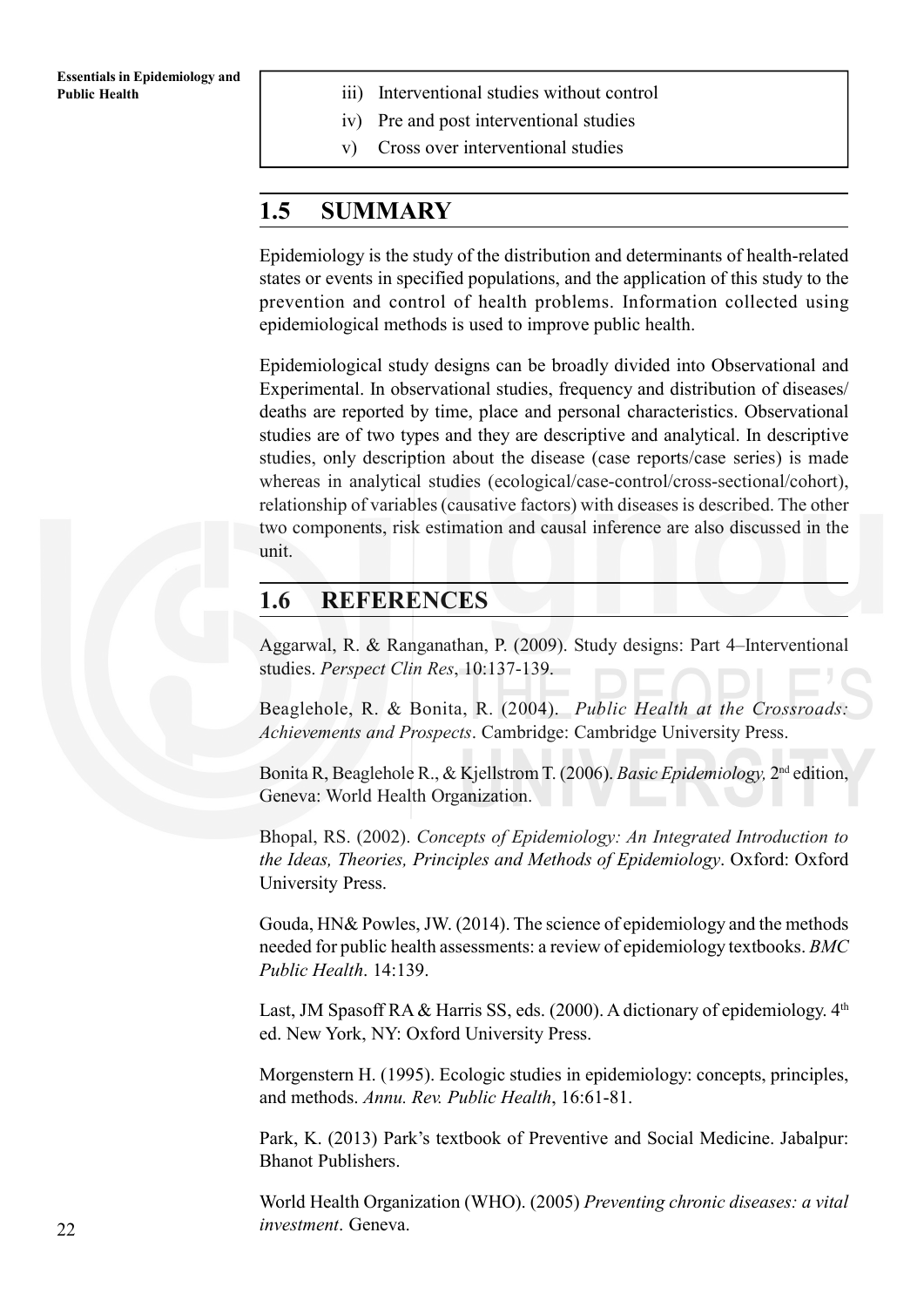iii) Interventional studies without control

iv) Pre and post interventional studies

v) Cross over interventional studies

## 1.5 SUMMARY

Epidemiology is the study of the distribution and determinants of health-related states or events in specified populations, and the application of this study to the prevention and control of health problems. Information collected using epidemiological methods is used to improve public health.

Epidemiological study designs can be broadly divided into Observational and Experimental. In observational studies, frequency and distribution of diseases/ deaths are reported by time, place and personal characteristics. Observational studies are of two types and they are descriptive and analytical. In descriptive studies, only description about the disease (case reports/case series) is made whereas in analytical studies (ecological/case-control/cross-sectional/cohort), relationship of variables (causative factors) with diseases is described. The other two components, risk estimation and causal inference are also discussed in the unit.

## 1.6 REFERENCES

Aggarwal, R. & Ranganathan, P. (2009). Study designs: Part 4–Interventional studies. *Perspect Clin Res*, 10:137-139.

Beaglehole, R. & Bonita, R. (2004). *Public Health at the Crossroads: Achievements and Prospects*. Cambridge: Cambridge University Press.

Bonita R, Beaglehole R., & Kjellstrom T. (2006). *Basic Epidemiology,* 2nd edition, Geneva: World Health Organization.

Bhopal, RS. (2002). *Concepts of Epidemiology: An Integrated Introduction to the Ideas, Theories, Principles and Methods of Epidemiology*. Oxford: Oxford University Press.

Gouda, HN& Powles, JW. (2014). The science of epidemiology and the methods needed for public health assessments: a review of epidemiology textbooks. *BMC Public Health*. 14:139.

Last, JM Spasoff RA & Harris SS, eds. (2000). A dictionary of epidemiology. 4th ed. New York, NY: Oxford University Press.

Morgenstern H. (1995). Ecologic studies in epidemiology: concepts, principles, and methods. *Annu. Rev. Public Health*, 16:61-81.

Park, K. (2013) Park's textbook of Preventive and Social Medicine. Jabalpur: Bhanot Publishers.

World Health Organization (WHO). (2005) *Preventing chronic diseases: a vital investment*. Geneva.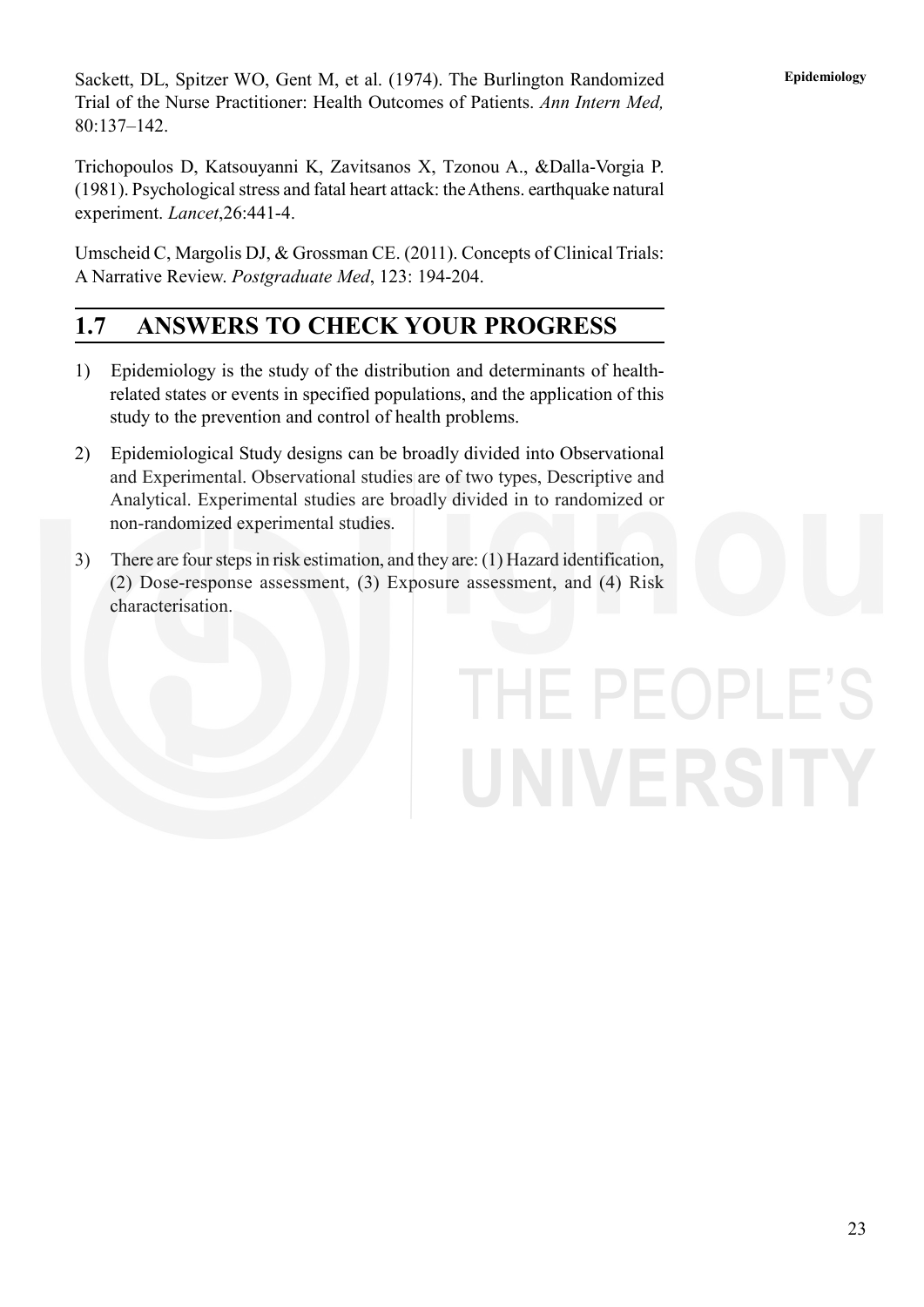Sackett, DL, Spitzer WO, Gent M, et al. (1974). The Burlington Randomized Trial of the Nurse Practitioner: Health Outcomes of Patients. *Ann Intern Med,* 80:137–142.

Trichopoulos D, Katsouyanni K, Zavitsanos X, Tzonou A., &Dalla-Vorgia P. (1981). Psychological stress and fatal heart attack: the Athens. earthquake natural experiment. *Lancet*,26:441-4.

Umscheid C, Margolis DJ, & Grossman CE. (2011). Concepts of Clinical Trials: A Narrative Review. *Postgraduate Med*, 123: 194-204.

## 1.7 ANSWERS TO CHECK YOUR PROGRESS

1) Epidemiology is the study of the distribution and determinants of health-related states or events in specified populations, and the application of this study to the prevention and control of health problems.

2) Epidemiological Study designs can be broadly divided into Observational and Experimental. Observational studies are of two types, Descriptive and Analytical. Experimental studies are broadly divided in to randomized or non-randomized experimental studies.

3) There are four steps in risk estimation, and they are: (1) Hazard identification, (2) Dose-response assessment, (3) Exposure assessment, and (4) Risk characterisation.